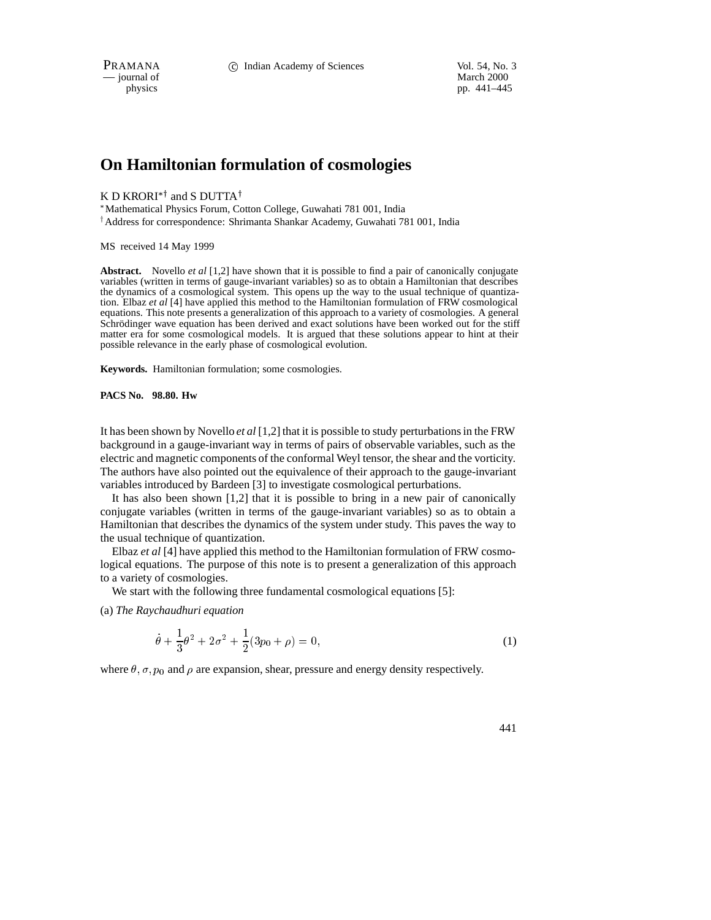# On Hamiltonian formulation of cosmologies

K D KRORI*† and S DUTTA†

*Mathematical Physics Forum, Cotton College, Guwahati 781 001, India

†Address for correspondence: Shrimanta Shankar Academy, Guwahati 781 001, India

MS received 14 May 1999

**Abstract.** Novello *et al* [1,2] have shown that it is possible to find a pair of canonically conjugate variables (written in terms of gauge-invariant variables) so as to obtain a Hamiltonian that describes the dynamics of a cosmological system. This opens up the way to the usual technique of quantization. Elbaz *et al* [4] have applied this method to the Hamiltonian formulation of FRW cosmological equations. This note presents a generalization of this approach to a variety of cosmologies. A general Schrödinger wave equation has been derived and exact solutions have been worked out for the stiff matter era for some cosmological models. It is argued that these solutions appear to hint at their possible relevance in the early phase of cosmological evolution.

**Keywords.** Hamiltonian formulation; some cosmologies.

**PACS No. 98.80. Hw**

It has been shown by Novello *et al* [1,2] that it is possible to study perturbations in the FRW background in a gauge-invariant way in terms of pairs of observable variables, such as the electric and magnetic components of the conformal Weyl tensor, the shear and the vorticity. The authors have also pointed out the equivalence of their approach to the gauge-invariant variables introduced by Bardeen [3] to investigate cosmological perturbations.

It has also been shown [1,2] that it is possible to bring in a new pair of canonically conjugate variables (written in terms of the gauge-invariant variables) so as to obtain a Hamiltonian that describes the dynamics of the system under study. This paves the way to the usual technique of quantization.

Elbaz *et al* [4] have applied this method to the Hamiltonian formulation of FRW cosmological equations. The purpose of this note is to present a generalization of this approach to a variety of cosmologies.

We start with the following three fundamental cosmological equations [5]:

(a) *The Raychaudhuri equation*

$$\dot{\theta} + \frac{1}{3}\theta^2 + 2\sigma^2 + \frac{1}{2}(3p_0 + \rho) = 0, \tag{1}$$

where $\theta, \sigma, p_0$ and $\rho$ are expansion, shear, pressure and energy density respectively.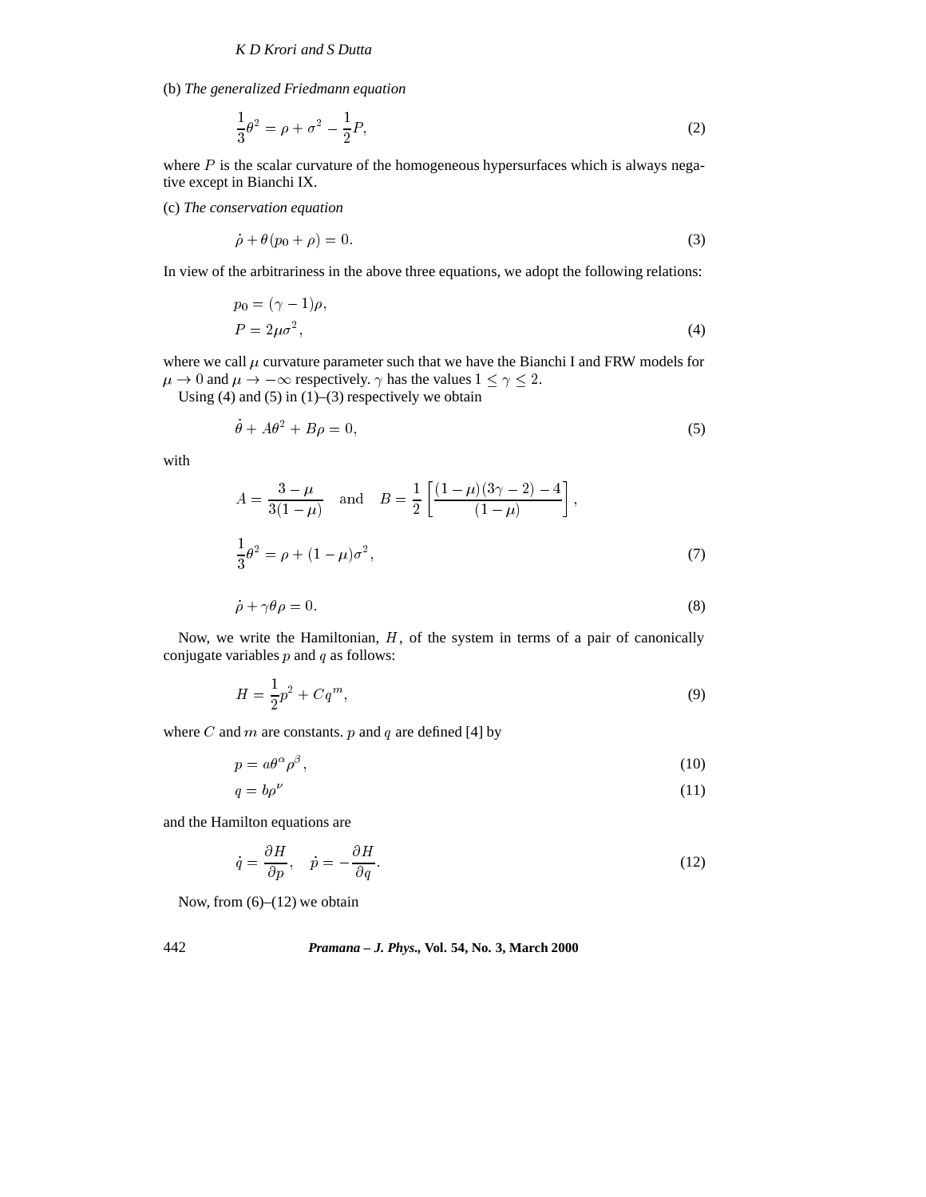(b) *The generalized Friedmann equation*

$$\frac{1}{3}\theta^2 = \rho + \sigma^2 - \frac{1}{2}P, \tag{2}$$

where $P$ is the scalar curvature of the homogeneous hypersurfaces which is always negative except in Bianchi IX.

(c) *The conservation equation*

$$\dot{\rho} + \theta(p_0 + \rho) = 0. \tag{3}$$

In view of the arbitrariness in the above three equations, we adopt the following relations:

$$\begin{aligned} p_0 &= (\gamma - 1)\rho, \\ P &= 2\mu\sigma^2, \end{aligned} \tag{4}$$

where we call $\mu$ curvature parameter such that we have the Bianchi I and FRW models for $\mu \to 0$ and $\mu \to -\infty$ respectively. $\gamma$ has the values $1 \leq \gamma \leq 2$.

Using (4) and (5) in (1)–(3) respectively we obtain

$$\dot{\theta} + A\theta^2 + B\rho = 0, \tag{5}$$

with

$$A = \frac{3-\mu}{3(1-\mu)} \quad \text{and} \quad B = \frac{1}{2}\left[\frac{(1-\mu)(3\gamma-2) - 4}{(1-\mu)}\right],$$

$$\frac{1}{3}\theta^2 = \rho + (1-\mu)\sigma^2, \tag{7}$$

$$\dot{\rho} + \gamma\theta\rho = 0. \tag{8}$$

Now, we write the Hamiltonian, $H$, of the system in terms of a pair of canonically conjugate variables $p$ and $q$ as follows:

$$H = \frac{1}{2}p^2 + Cq^m, \tag{9}$$

where $C$ and $m$ are constants. $p$ and $q$ are defined [4] by

$$p = a\theta^\alpha\rho^\beta, \tag{10}$$

$$q = b\rho^\nu \tag{11}$$

and the Hamilton equations are

$$\dot{q} = \frac{\partial H}{\partial p}, \quad \dot{p} = -\frac{\partial H}{\partial q}. \tag{12}$$

Now, from (6)–(12) we obtain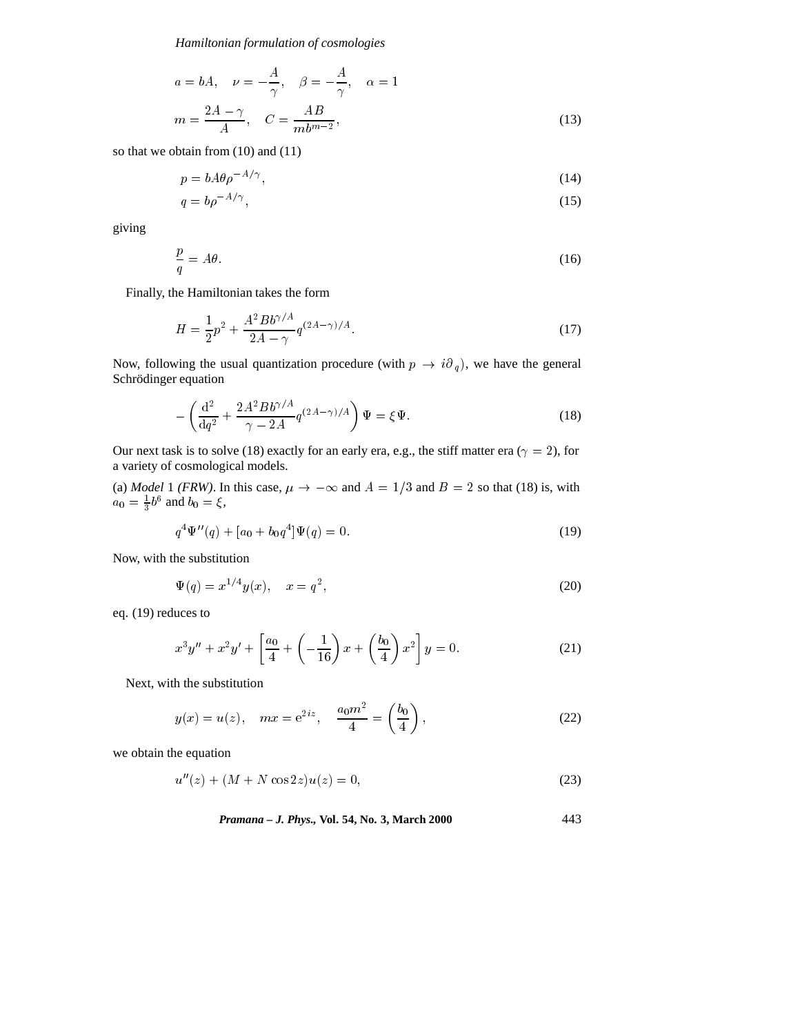$$a = bA, \quad \nu = -\frac{A}{\gamma}, \quad \beta = -\frac{A}{\gamma}, \quad \alpha = 1$$

$$m = \frac{2A-\gamma}{A}, \quad C = \frac{AB}{mb^{m-2}}, \tag{13}$$

so that we obtain from (10) and (11)

$$p = bA\theta\rho^{-A/\gamma}, \tag{14}$$

$$q = b\rho^{-A/\gamma}, \tag{15}$$

giving

$$\frac{p}{q} = A\theta. \tag{16}$$

Finally, the Hamiltonian takes the form

$$H = \frac{1}{2}p^2 + \frac{A^2Bb^{\gamma/A}}{2A-\gamma}q^{(2A-\gamma)/A}. \tag{17}$$

Now, following the usual quantization procedure (with $p \to i\partial_q$), we have the general Schrödinger equation

$$-\left(\frac{\mathrm{d}^2}{\mathrm{d}q^2} + \frac{2A^2Bb^{\gamma/A}}{\gamma-2A}q^{(2A-\gamma)/A}\right)\Psi = \xi\Psi. \tag{18}$$

Our next task is to solve (18) exactly for an early era, e.g., the stiff matter era ($\gamma = 2$), for a variety of cosmological models.

(a) *Model* 1 *(FRW)*. In this case, $\mu \to -\infty$ and $A = 1/3$ and $B = 2$ so that (18) is, with $a_0 = \frac{1}{3}b^6$ and $b_0 = \xi$,

$$q^4\Psi''(q) + [a_0 + b_0q^4]\Psi(q) = 0. \tag{19}$$

Now, with the substitution

$$\Psi(q) = x^{1/4}y(x), \quad x = q^2, \tag{20}$$

eq. (19) reduces to

$$x^3y'' + x^2y' + \left[\frac{a_0}{4} + \left(-\frac{1}{16}\right)x + \left(\frac{b_0}{4}\right)x^2\right]y = 0. \tag{21}$$

Next, with the substitution

$$y(x) = u(z), \quad mx = \mathrm{e}^{2iz}, \quad \frac{a_0m^2}{4} = \left(\frac{b_0}{4}\right), \tag{22}$$

we obtain the equation

$$u''(z) + (M + N\cos 2z)u(z) = 0, \tag{23}$$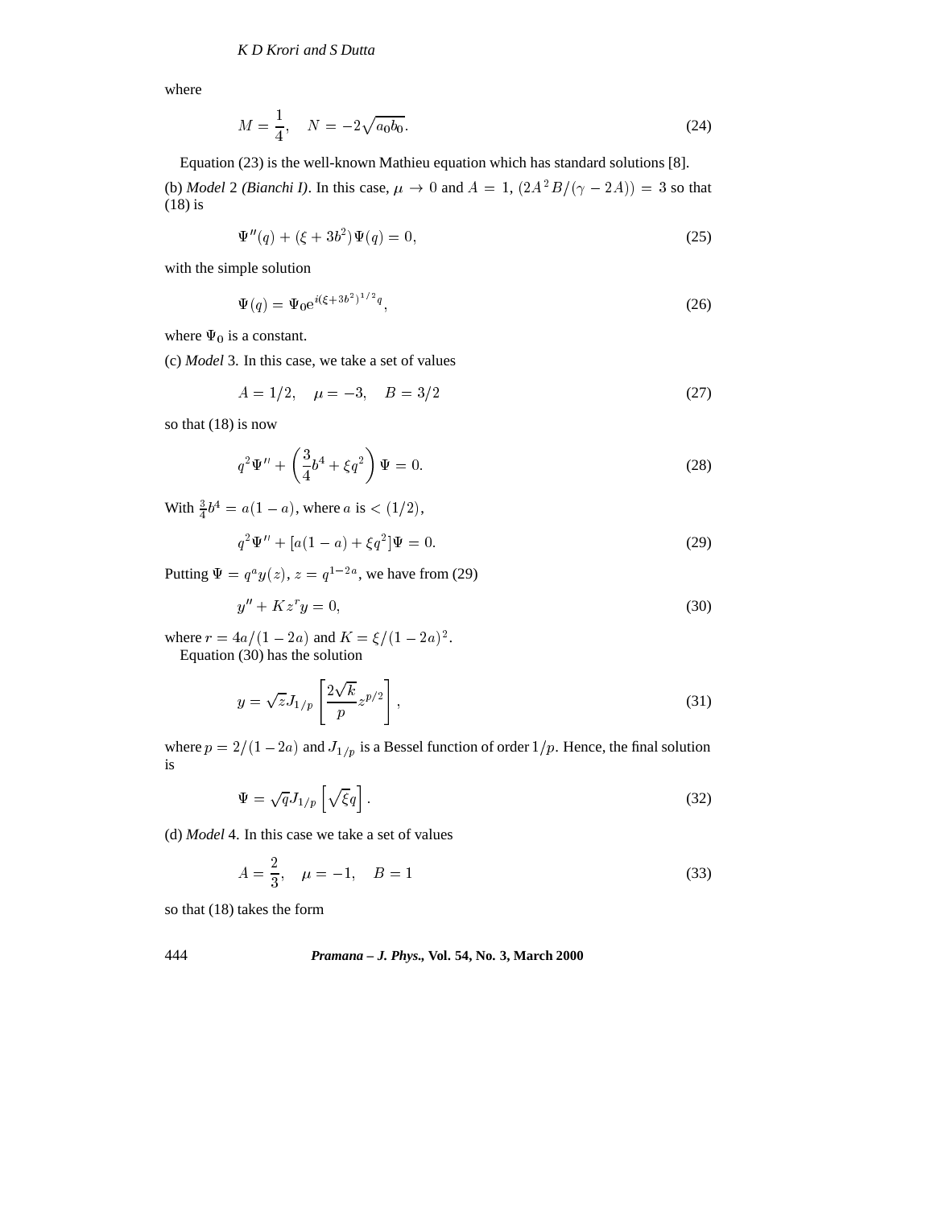where

$$M = \frac{1}{4}, \quad N = -2\sqrt{a_0 b_0}. \tag{24}$$

Equation (23) is the well-known Mathieu equation which has standard solutions [8].

(b) *Model* 2 *(Bianchi I)*. In this case, $\mu \to 0$ and $A = 1$, $(2A^2B/(\gamma - 2A)) = 3$ so that (18) is

$$\Psi''(q) + (\xi + 3b^2)\Psi(q) = 0, \tag{25}$$

with the simple solution

$$\Psi(q) = \Psi_0 \mathrm{e}^{i(\xi+3b^2)^{1/2}q}, \tag{26}$$

where $\Psi_0$ is a constant.

(c) *Model* 3. In this case, we take a set of values

$$A = 1/2, \quad \mu = -3, \quad B = 3/2 \tag{27}$$

so that (18) is now

$$q^2\Psi'' + \left(\frac{3}{4}b^4 + \xi q^2\right)\Psi = 0. \tag{28}$$

With $\frac{3}{4}b^4 = a(1-a)$, where $a$ is $< (1/2)$,

$$q^2\Psi'' + [a(1-a) + \xi q^2]\Psi = 0. \tag{29}$$

Putting $\Psi = q^a y(z)$, $z = q^{1-2a}$, we have from (29)

$$y'' + Kz^r y = 0, \tag{30}$$

where $r = 4a/(1-2a)$ and $K = \xi/(1-2a)^2$.

Equation (30) has the solution

$$y = \sqrt{z}J_{1/p}\left[\frac{2\sqrt{k}}{p}z^{p/2}\right], \tag{31}$$

where $p = 2/(1-2a)$ and $J_{1/p}$ is a Bessel function of order $1/p$. Hence, the final solution is

$$\Psi = \sqrt{q}J_{1/p}\left[\sqrt{\xi}q\right]. \tag{32}$$

(d) *Model* 4. In this case we take a set of values

$$A = \frac{2}{3}, \quad \mu = -1, \quad B = 1 \tag{33}$$

so that (18) takes the form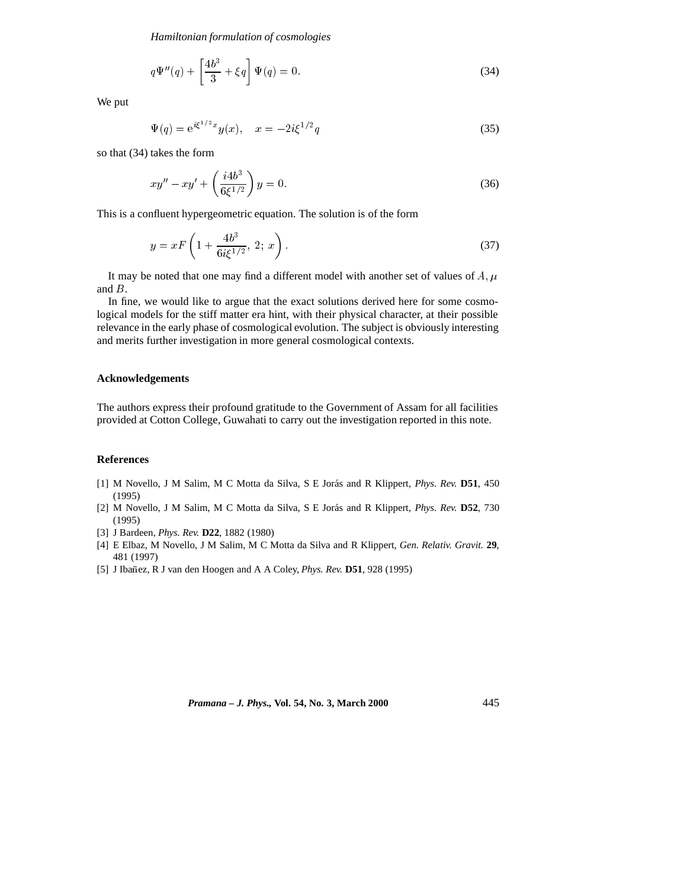$$q\Psi''(q) + \left[\frac{4b^3}{3} + \xi q\right]\Psi(q) = 0. \tag{34}$$

We put

$$\Psi(q) = \mathrm{e}^{i\xi^{1/2}x}y(x), \quad x = -2i\xi^{1/2}q \tag{35}$$

so that (34) takes the form

$$xy'' - xy' + \left(\frac{i4b^3}{6\xi^{1/2}}\right)y = 0. \tag{36}$$

This is a confluent hypergeometric equation. The solution is of the form

$$y = xF\left(1 + \frac{4b^3}{6i\xi^{1/2}},\ 2;\ x\right). \tag{37}$$

It may be noted that one may find a different model with another set of values of $A, \mu$ and $B$.

In fine, we would like to argue that the exact solutions derived here for some cosmological models for the stiff matter era hint, with their physical character, at their possible relevance in the early phase of cosmological evolution. The subject is obviously interesting and merits further investigation in more general cosmological contexts.

## Acknowledgements

The authors express their profound gratitude to the Government of Assam for all facilities provided at Cotton College, Guwahati to carry out the investigation reported in this note.

## References

[1] M Novello, J M Salim, M C Motta da Silva, S E Jorás and R Klippert, *Phys. Rev.* **D51**, 450 (1995)

[2] M Novello, J M Salim, M C Motta da Silva, S E Jorás and R Klippert, *Phys. Rev.* **D52**, 730 (1995)

[3] J Bardeen, *Phys. Rev.* **D22**, 1882 (1980)

[4] E Elbaz, M Novello, J M Salim, M C Motta da Silva and R Klippert, *Gen. Relativ. Gravit.* **29**, 481 (1997)

[5] J Ibañez, R J van den Hoogen and A A Coley, *Phys. Rev.* **D51**, 928 (1995)